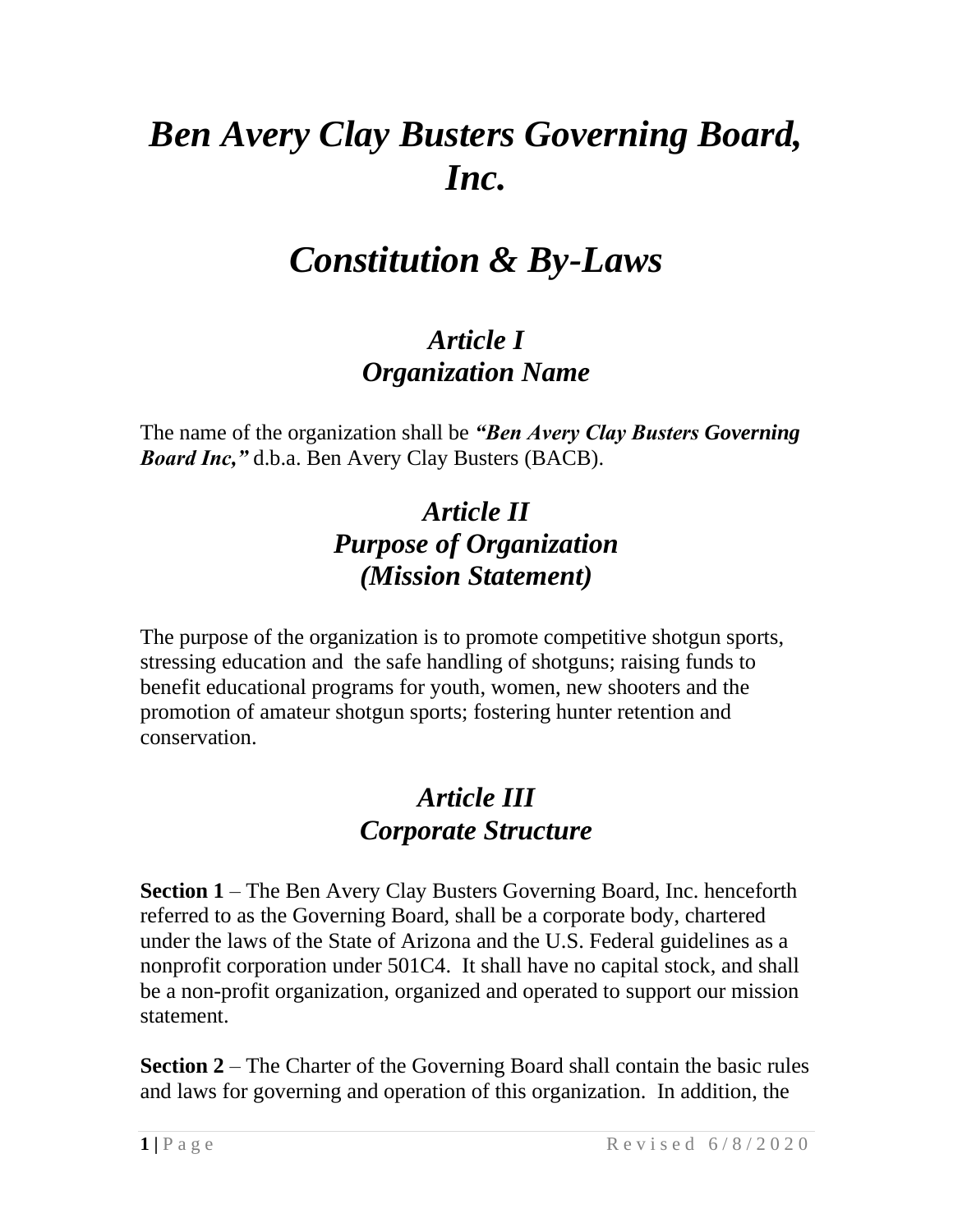# *Ben Avery Clay Busters Governing Board, Inc.*

# *Constitution & By-Laws*

## *Article I*
## *Organization Name*

The name of the organization shall be ***"Ben Avery Clay Busters Governing Board Inc,"*** d.b.a. Ben Avery Clay Busters (BACB).

## *Article II*
## *Purpose of Organization*
## *(Mission Statement)*

The purpose of the organization is to promote competitive shotgun sports, stressing education and the safe handling of shotguns; raising funds to benefit educational programs for youth, women, new shooters and the promotion of amateur shotgun sports; fostering hunter retention and conservation.

## *Article III*
## *Corporate Structure*

**Section 1** – The Ben Avery Clay Busters Governing Board, Inc. henceforth referred to as the Governing Board, shall be a corporate body, chartered under the laws of the State of Arizona and the U.S. Federal guidelines as a nonprofit corporation under 501C4. It shall have no capital stock, and shall be a non-profit organization, organized and operated to support our mission statement.

**Section 2** – The Charter of the Governing Board shall contain the basic rules and laws for governing and operation of this organization. In addition, the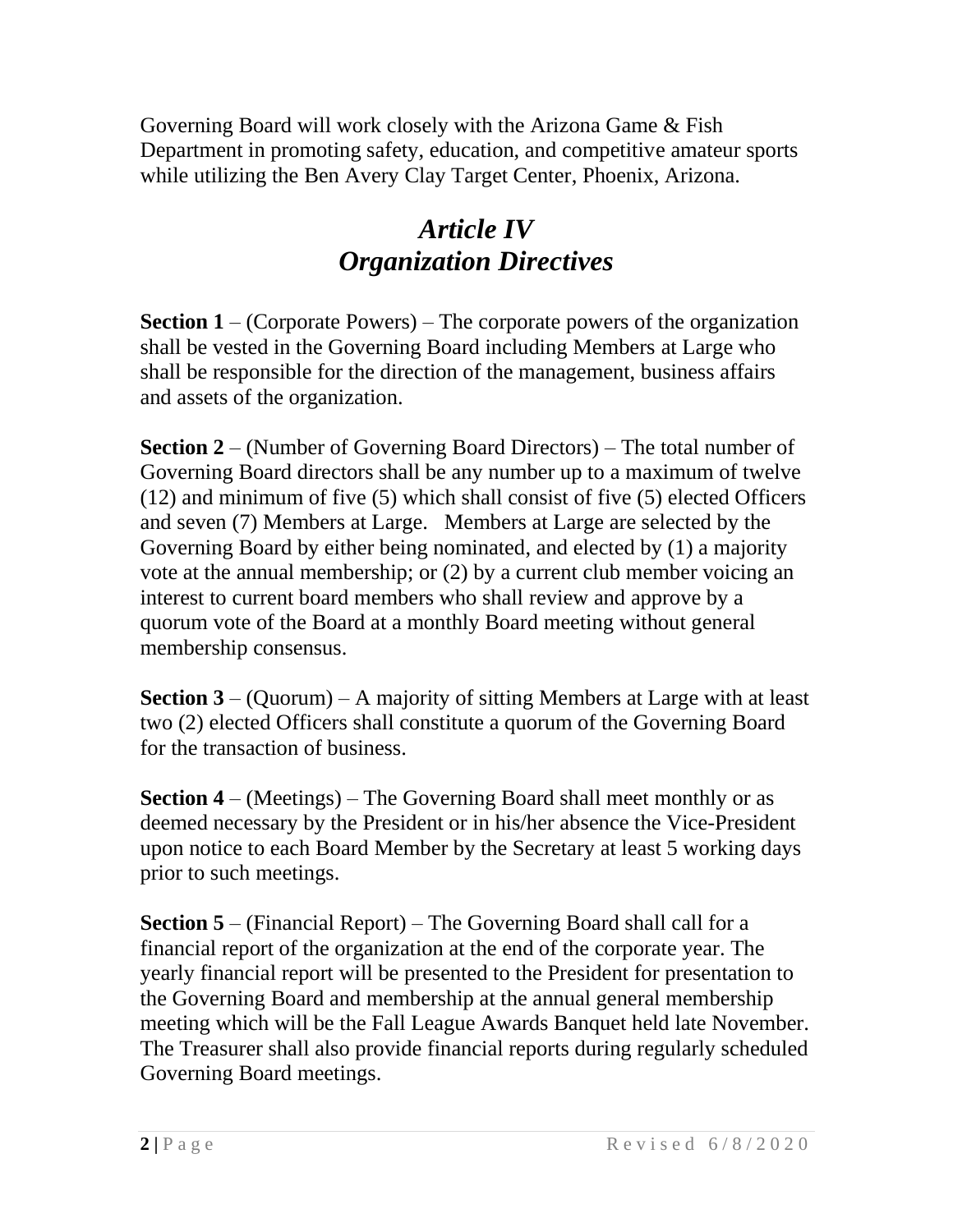Governing Board will work closely with the Arizona Game & Fish Department in promoting safety, education, and competitive amateur sports while utilizing the Ben Avery Clay Target Center, Phoenix, Arizona.

## *Article IV*
## *Organization Directives*

**Section 1** – (Corporate Powers) – The corporate powers of the organization shall be vested in the Governing Board including Members at Large who shall be responsible for the direction of the management, business affairs and assets of the organization.

**Section 2** – (Number of Governing Board Directors) – The total number of Governing Board directors shall be any number up to a maximum of twelve (12) and minimum of five (5) which shall consist of five (5) elected Officers and seven (7) Members at Large. Members at Large are selected by the Governing Board by either being nominated, and elected by (1) a majority vote at the annual membership; or (2) by a current club member voicing an interest to current board members who shall review and approve by a quorum vote of the Board at a monthly Board meeting without general membership consensus.

**Section 3** – (Quorum) – A majority of sitting Members at Large with at least two (2) elected Officers shall constitute a quorum of the Governing Board for the transaction of business.

**Section 4** – (Meetings) – The Governing Board shall meet monthly or as deemed necessary by the President or in his/her absence the Vice-President upon notice to each Board Member by the Secretary at least 5 working days prior to such meetings.

**Section 5** – (Financial Report) – The Governing Board shall call for a financial report of the organization at the end of the corporate year. The yearly financial report will be presented to the President for presentation to the Governing Board and membership at the annual general membership meeting which will be the Fall League Awards Banquet held late November. The Treasurer shall also provide financial reports during regularly scheduled Governing Board meetings.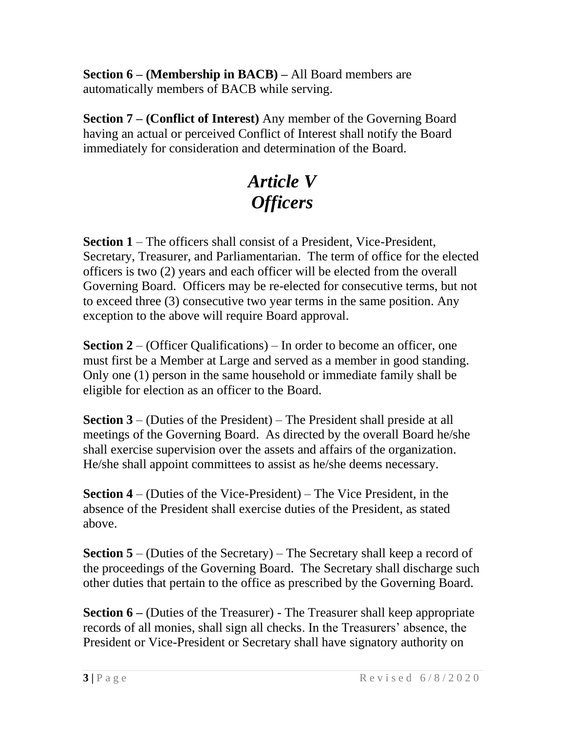**Section 6 – (Membership in BACB) –** All Board members are automatically members of BACB while serving.

**Section 7 – (Conflict of Interest)** Any member of the Governing Board having an actual or perceived Conflict of Interest shall notify the Board immediately for consideration and determination of the Board.

# *Article V*
# *Officers*

**Section 1** – The officers shall consist of a President, Vice-President, Secretary, Treasurer, and Parliamentarian. The term of office for the elected officers is two (2) years and each officer will be elected from the overall Governing Board. Officers may be re-elected for consecutive terms, but not to exceed three (3) consecutive two year terms in the same position. Any exception to the above will require Board approval.

**Section 2** – (Officer Qualifications) – In order to become an officer, one must first be a Member at Large and served as a member in good standing. Only one (1) person in the same household or immediate family shall be eligible for election as an officer to the Board.

**Section 3** – (Duties of the President) – The President shall preside at all meetings of the Governing Board. As directed by the overall Board he/she shall exercise supervision over the assets and affairs of the organization. He/she shall appoint committees to assist as he/she deems necessary.

**Section 4** – (Duties of the Vice-President) – The Vice President, in the absence of the President shall exercise duties of the President, as stated above.

**Section 5** – (Duties of the Secretary) – The Secretary shall keep a record of the proceedings of the Governing Board. The Secretary shall discharge such other duties that pertain to the office as prescribed by the Governing Board.

**Section 6 –** (Duties of the Treasurer) - The Treasurer shall keep appropriate records of all monies, shall sign all checks. In the Treasurers' absence, the President or Vice-President or Secretary shall have signatory authority on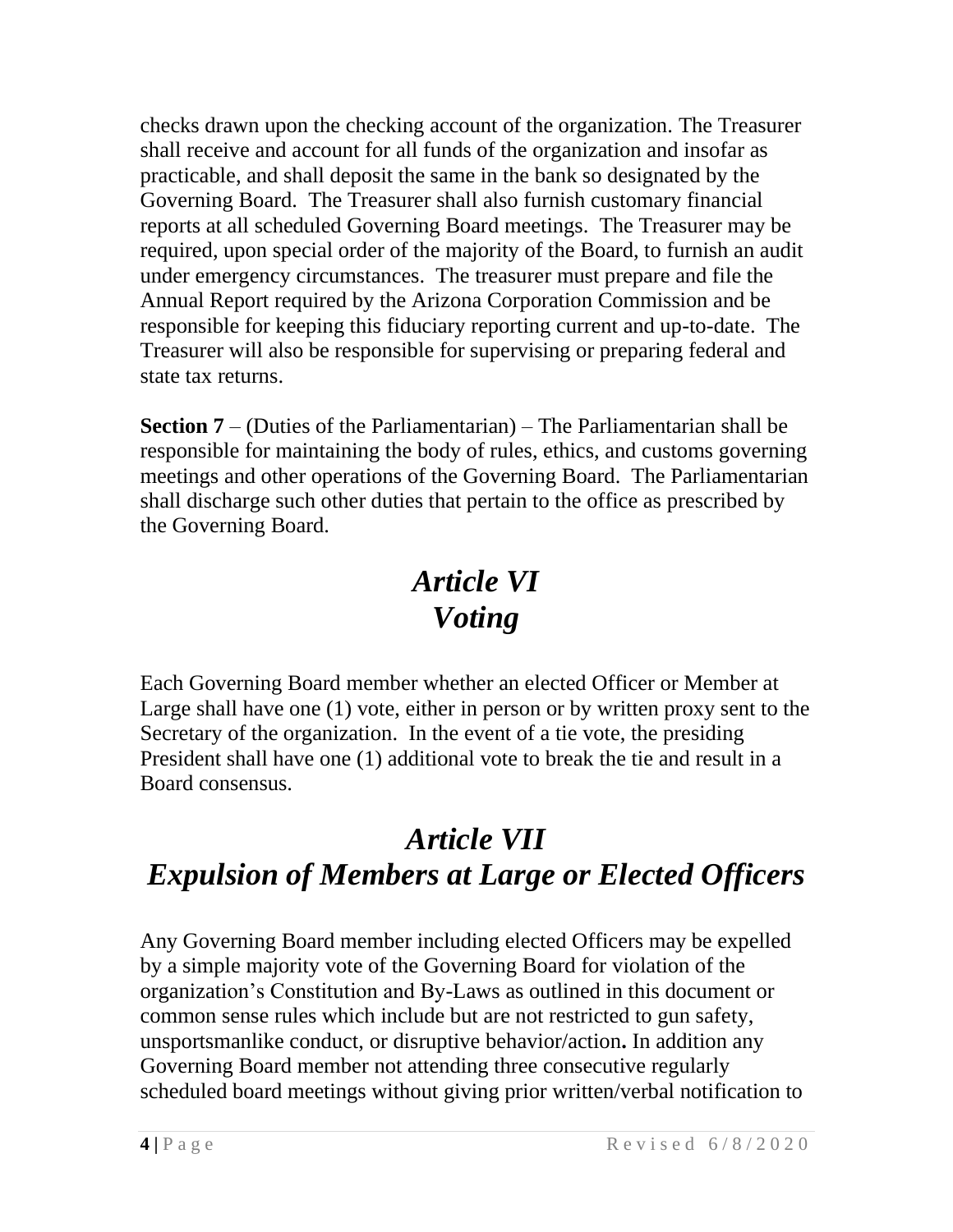checks drawn upon the checking account of the organization. The Treasurer shall receive and account for all funds of the organization and insofar as practicable, and shall deposit the same in the bank so designated by the Governing Board. The Treasurer shall also furnish customary financial reports at all scheduled Governing Board meetings. The Treasurer may be required, upon special order of the majority of the Board, to furnish an audit under emergency circumstances. The treasurer must prepare and file the Annual Report required by the Arizona Corporation Commission and be responsible for keeping this fiduciary reporting current and up-to-date. The Treasurer will also be responsible for supervising or preparing federal and state tax returns.

**Section 7** – (Duties of the Parliamentarian) – The Parliamentarian shall be responsible for maintaining the body of rules, ethics, and customs governing meetings and other operations of the Governing Board. The Parliamentarian shall discharge such other duties that pertain to the office as prescribed by the Governing Board.

# *Article VI*
# *Voting*

Each Governing Board member whether an elected Officer or Member at Large shall have one (1) vote, either in person or by written proxy sent to the Secretary of the organization. In the event of a tie vote, the presiding President shall have one (1) additional vote to break the tie and result in a Board consensus.

# *Article VII*
# *Expulsion of Members at Large or Elected Officers*

Any Governing Board member including elected Officers may be expelled by a simple majority vote of the Governing Board for violation of the organization's Constitution and By-Laws as outlined in this document or common sense rules which include but are not restricted to gun safety, unsportsmanlike conduct, or disruptive behavior/action**.** In addition any Governing Board member not attending three consecutive regularly scheduled board meetings without giving prior written/verbal notification to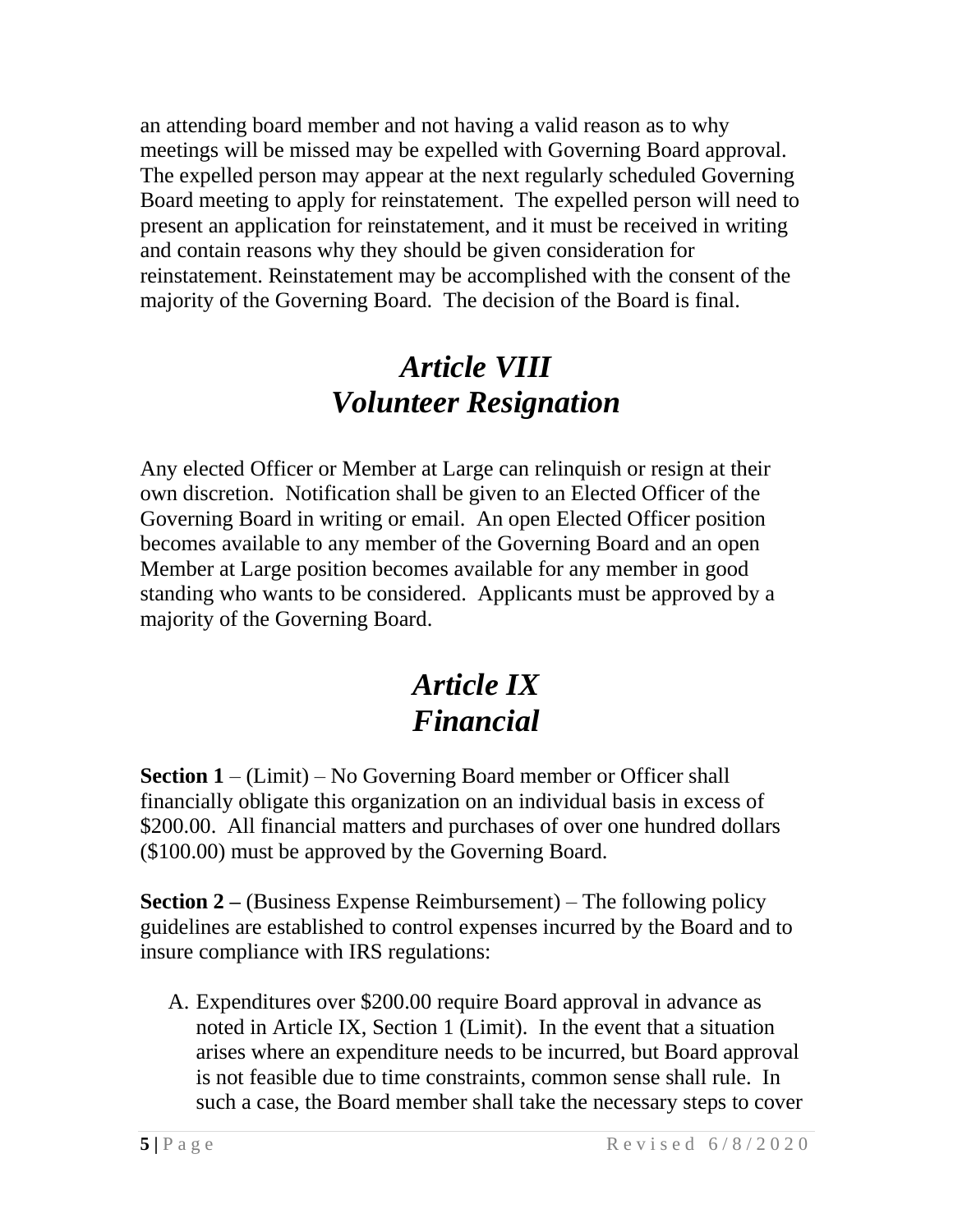an attending board member and not having a valid reason as to why meetings will be missed may be expelled with Governing Board approval. The expelled person may appear at the next regularly scheduled Governing Board meeting to apply for reinstatement. The expelled person will need to present an application for reinstatement, and it must be received in writing and contain reasons why they should be given consideration for reinstatement. Reinstatement may be accomplished with the consent of the majority of the Governing Board. The decision of the Board is final.

# *Article VIII*
# *Volunteer Resignation*

Any elected Officer or Member at Large can relinquish or resign at their own discretion. Notification shall be given to an Elected Officer of the Governing Board in writing or email. An open Elected Officer position becomes available to any member of the Governing Board and an open Member at Large position becomes available for any member in good standing who wants to be considered. Applicants must be approved by a majority of the Governing Board.

# *Article IX*
# *Financial*

**Section 1** – (Limit) – No Governing Board member or Officer shall financially obligate this organization on an individual basis in excess of $200.00. All financial matters and purchases of over one hundred dollars ($100.00) must be approved by the Governing Board.

**Section 2 –** (Business Expense Reimbursement) – The following policy guidelines are established to control expenses incurred by the Board and to insure compliance with IRS regulations:

A. Expenditures over $200.00 require Board approval in advance as noted in Article IX, Section 1 (Limit). In the event that a situation arises where an expenditure needs to be incurred, but Board approval is not feasible due to time constraints, common sense shall rule. In such a case, the Board member shall take the necessary steps to cover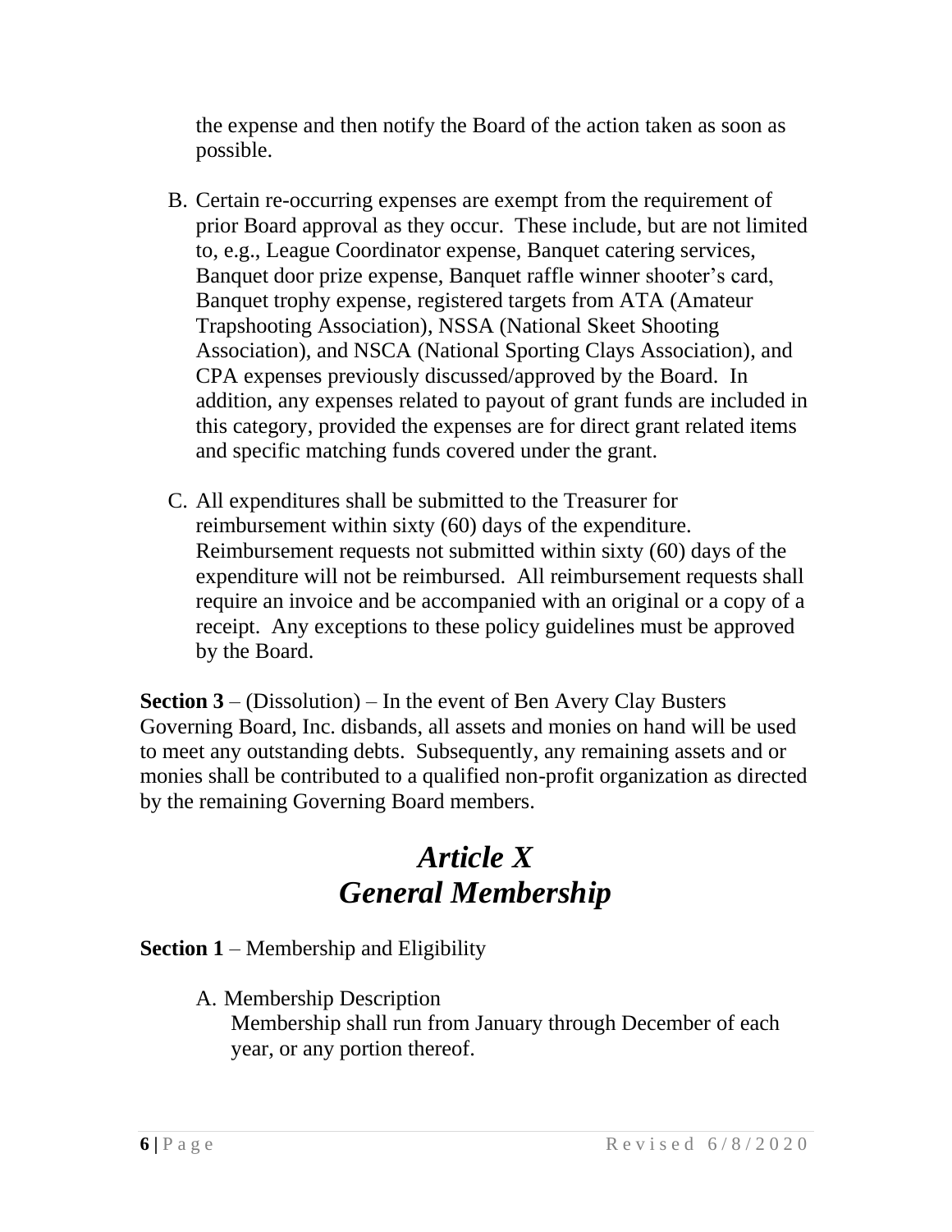the expense and then notify the Board of the action taken as soon as possible.

B. Certain re-occurring expenses are exempt from the requirement of prior Board approval as they occur. These include, but are not limited to, e.g., League Coordinator expense, Banquet catering services, Banquet door prize expense, Banquet raffle winner shooter's card, Banquet trophy expense, registered targets from ATA (Amateur Trapshooting Association), NSSA (National Skeet Shooting Association), and NSCA (National Sporting Clays Association), and CPA expenses previously discussed/approved by the Board. In addition, any expenses related to payout of grant funds are included in this category, provided the expenses are for direct grant related items and specific matching funds covered under the grant.

C. All expenditures shall be submitted to the Treasurer for reimbursement within sixty (60) days of the expenditure. Reimbursement requests not submitted within sixty (60) days of the expenditure will not be reimbursed. All reimbursement requests shall require an invoice and be accompanied with an original or a copy of a receipt. Any exceptions to these policy guidelines must be approved by the Board.

**Section 3** – (Dissolution) – In the event of Ben Avery Clay Busters Governing Board, Inc. disbands, all assets and monies on hand will be used to meet any outstanding debts. Subsequently, any remaining assets and or monies shall be contributed to a qualified non-profit organization as directed by the remaining Governing Board members.

# *Article X*
# *General Membership*

**Section 1** – Membership and Eligibility

A. Membership Description
   Membership shall run from January through December of each year, or any portion thereof.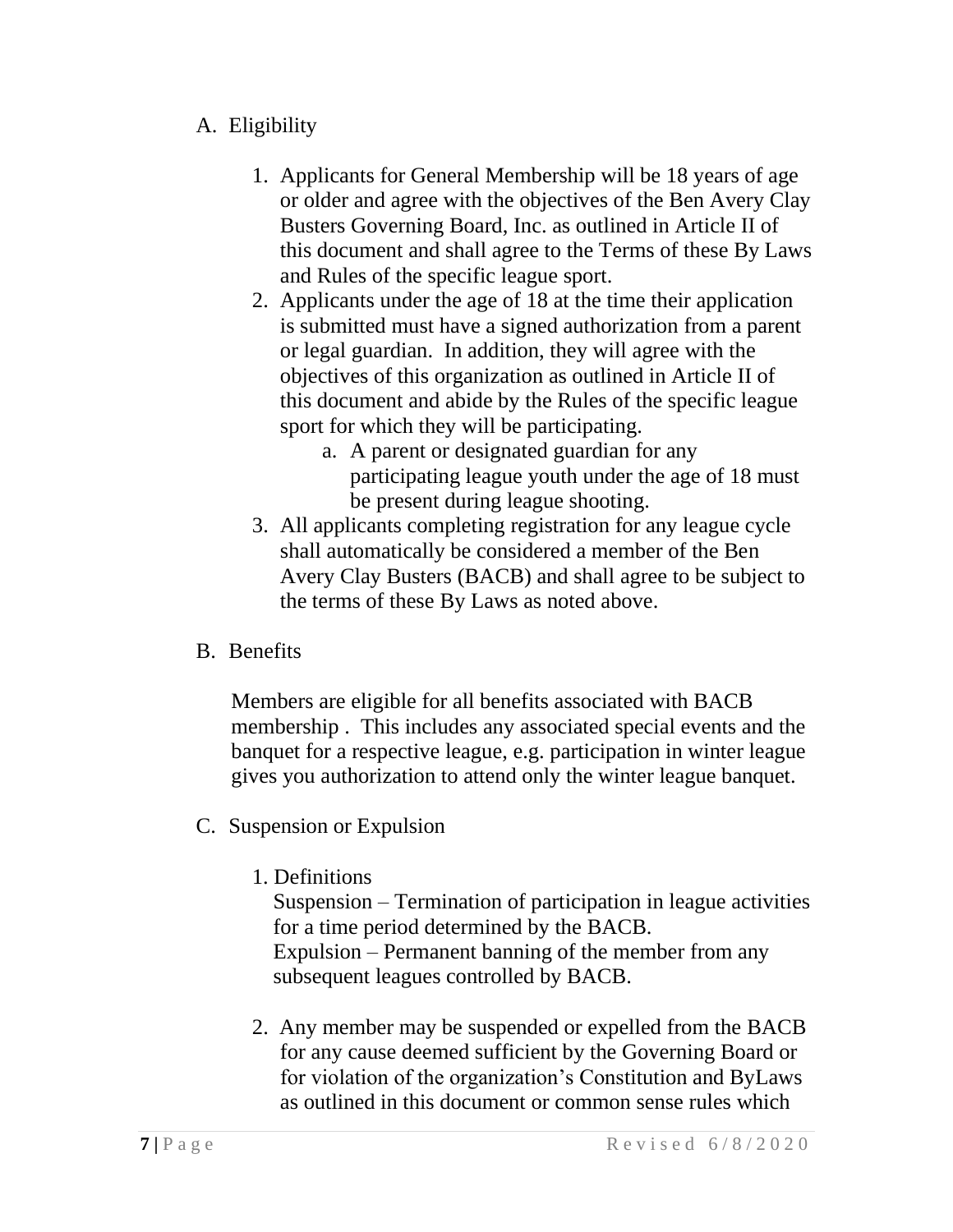A. Eligibility

1. Applicants for General Membership will be 18 years of age or older and agree with the objectives of the Ben Avery Clay Busters Governing Board, Inc. as outlined in Article II of this document and shall agree to the Terms of these By Laws and Rules of the specific league sport.
2. Applicants under the age of 18 at the time their application is submitted must have a signed authorization from a parent or legal guardian. In addition, they will agree with the objectives of this organization as outlined in Article II of this document and abide by the Rules of the specific league sport for which they will be participating.
    a. A parent or designated guardian for any participating league youth under the age of 18 must be present during league shooting.
3. All applicants completing registration for any league cycle shall automatically be considered a member of the Ben Avery Clay Busters (BACB) and shall agree to be subject to the terms of these By Laws as noted above.

B. Benefits

Members are eligible for all benefits associated with BACB membership . This includes any associated special events and the banquet for a respective league, e.g. participation in winter league gives you authorization to attend only the winter league banquet.

C. Suspension or Expulsion

1. Definitions
   Suspension – Termination of participation in league activities for a time period determined by the BACB.
   Expulsion – Permanent banning of the member from any subsequent leagues controlled by BACB.

2. Any member may be suspended or expelled from the BACB for any cause deemed sufficient by the Governing Board or for violation of the organization's Constitution and ByLaws as outlined in this document or common sense rules which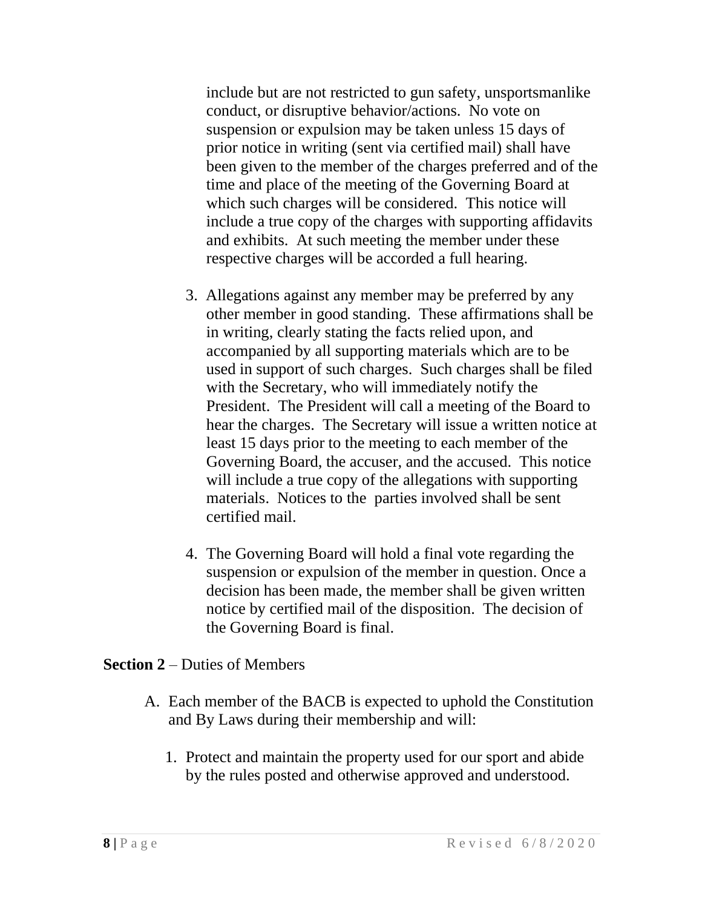include but are not restricted to gun safety, unsportsmanlike conduct, or disruptive behavior/actions. No vote on suspension or expulsion may be taken unless 15 days of prior notice in writing (sent via certified mail) shall have been given to the member of the charges preferred and of the time and place of the meeting of the Governing Board at which such charges will be considered. This notice will include a true copy of the charges with supporting affidavits and exhibits. At such meeting the member under these respective charges will be accorded a full hearing.

3. Allegations against any member may be preferred by any other member in good standing. These affirmations shall be in writing, clearly stating the facts relied upon, and accompanied by all supporting materials which are to be used in support of such charges. Such charges shall be filed with the Secretary, who will immediately notify the President. The President will call a meeting of the Board to hear the charges. The Secretary will issue a written notice at least 15 days prior to the meeting to each member of the Governing Board, the accuser, and the accused. This notice will include a true copy of the allegations with supporting materials. Notices to the parties involved shall be sent certified mail.

4. The Governing Board will hold a final vote regarding the suspension or expulsion of the member in question. Once a decision has been made, the member shall be given written notice by certified mail of the disposition. The decision of the Governing Board is final.

**Section 2** – Duties of Members

A. Each member of the BACB is expected to uphold the Constitution and By Laws during their membership and will:

   1. Protect and maintain the property used for our sport and abide by the rules posted and otherwise approved and understood.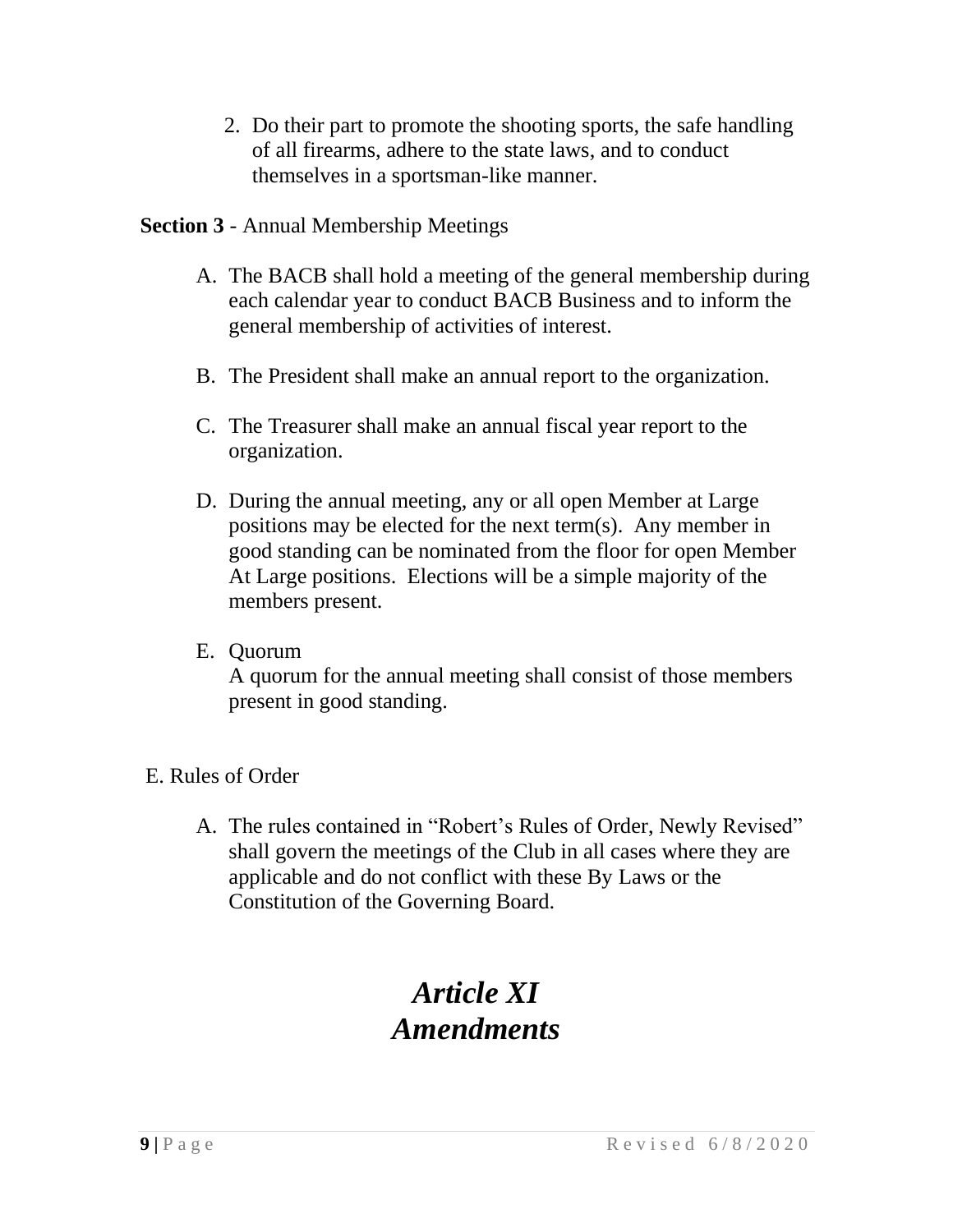2. Do their part to promote the shooting sports, the safe handling of all firearms, adhere to the state laws, and to conduct themselves in a sportsman-like manner.

**Section 3** - Annual Membership Meetings

A. The BACB shall hold a meeting of the general membership during each calendar year to conduct BACB Business and to inform the general membership of activities of interest.

B. The President shall make an annual report to the organization.

C. The Treasurer shall make an annual fiscal year report to the organization.

D. During the annual meeting, any or all open Member at Large positions may be elected for the next term(s). Any member in good standing can be nominated from the floor for open Member At Large positions. Elections will be a simple majority of the members present.

E. Quorum
A quorum for the annual meeting shall consist of those members present in good standing.

E. Rules of Order

A. The rules contained in "Robert's Rules of Order, Newly Revised" shall govern the meetings of the Club in all cases where they are applicable and do not conflict with these By Laws or the Constitution of the Governing Board.

# *Article XI*
# *Amendments*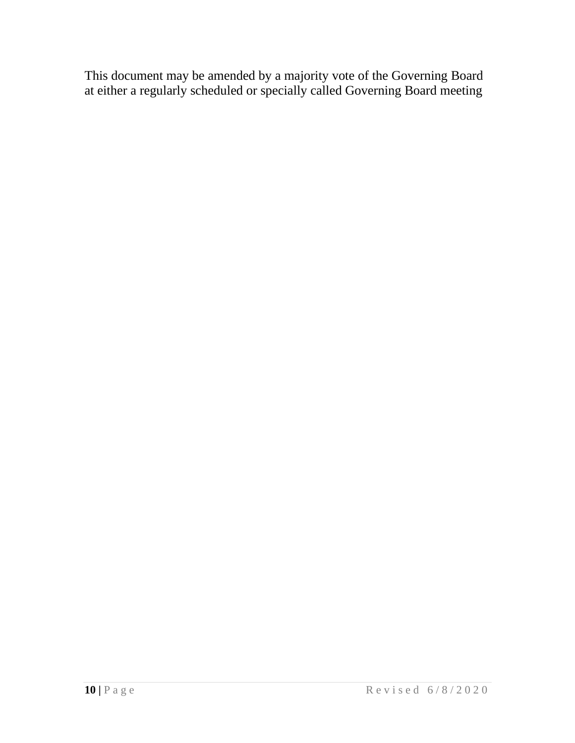This document may be amended by a majority vote of the Governing Board at either a regularly scheduled or specially called Governing Board meeting